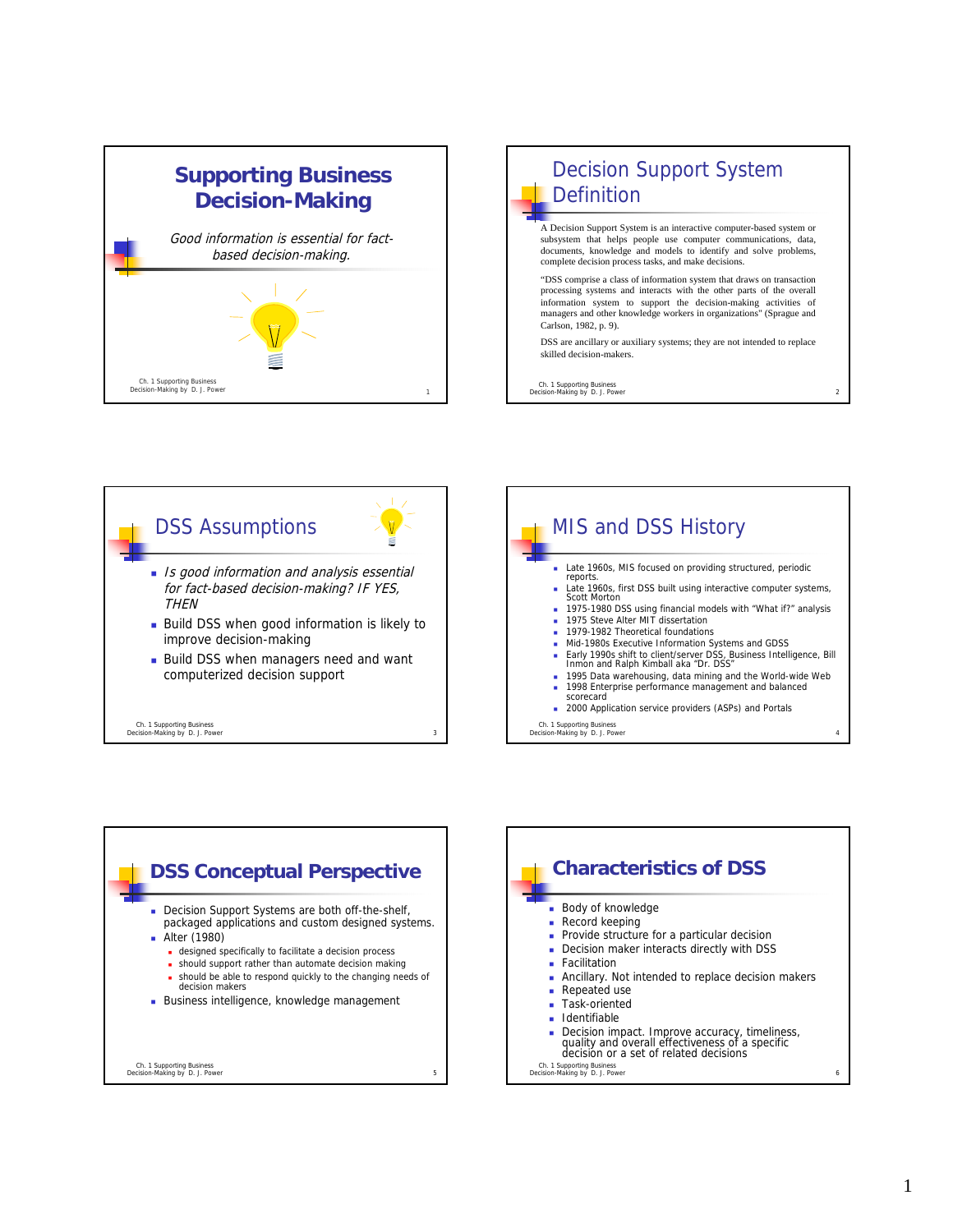# Supporting Business Decision-Making

*Good information is essential for fact-based decision-making.*

## Decision Support System Definition

A Decision Support System is an interactive computer-based system or subsystem that helps people use computer communications, data, documents, knowledge and models to identify and solve problems, complete decision process tasks, and make decisions.

"DSS comprise a class of information system that draws on transaction processing systems and interacts with the other parts of the overall information system to support the decision-making activities of managers and other knowledge workers in organizations" (Sprague and Carlson, 1982, p. 9).

DSS are ancillary or auxiliary systems; they are not intended to replace skilled decision-makers.

## DSS Assumptions

- *Is good information and analysis essential for fact-based decision-making? IF YES, THEN*
- Build DSS when good information is likely to improve decision-making
- Build DSS when managers need and want computerized decision support

## MIS and DSS History

- Late 1960s, MIS focused on providing structured, periodic reports.
- Late 1960s, first DSS built using interactive computer systems, Scott Morton
- 1975-1980 DSS using financial models with "What if?" analysis
- 1975 Steve Alter MIT dissertation
- 1979-1982 Theoretical foundations
- Mid-1980s Executive Information Systems and GDSS
- Early 1990s shift to client/server DSS, Business Intelligence, Bill Inmon and Ralph Kimball aka "Dr. DSS"
- 1995 Data warehousing, data mining and the World-wide Web
- 1998 Enterprise performance management and balanced scorecard
- 2000 Application service providers (ASPs) and Portals

## DSS Conceptual Perspective

- Decision Support Systems are both off-the-shelf, packaged applications and custom designed systems.
- Alter (1980)
  - designed specifically to facilitate a decision process
  - should support rather than automate decision making
  - should be able to respond quickly to the changing needs of decision makers
- Business intelligence, knowledge management

## Characteristics of DSS

- Body of knowledge
- Record keeping
- Provide structure for a particular decision
- Decision maker interacts directly with DSS
- Facilitation
- Ancillary. Not intended to replace decision makers
- Repeated use
- Task-oriented
- Identifiable
- Decision impact. Improve accuracy, timeliness, quality and overall effectiveness of a specific decision or a set of related decisions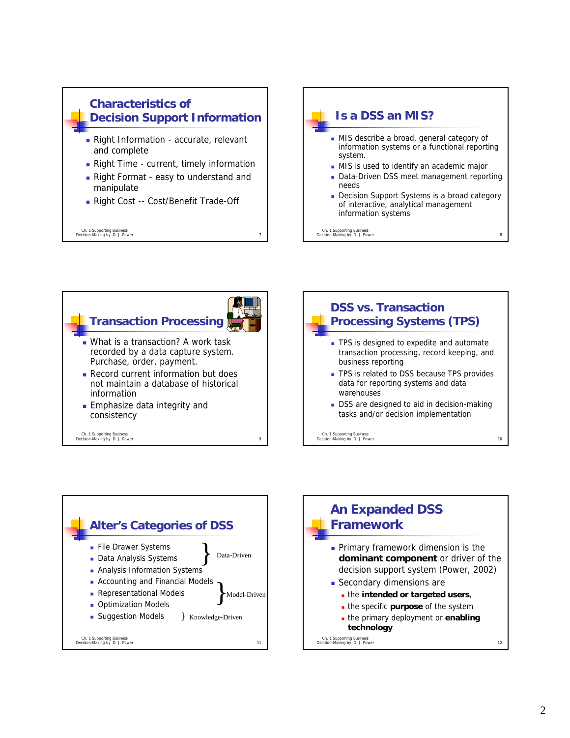## Characteristics of Decision Support Information

- Right Information - accurate, relevant and complete
- Right Time - current, timely information
- Right Format - easy to understand and manipulate
- Right Cost -- Cost/Benefit Trade-Off

## Is a DSS an MIS?

- MIS describe a broad, general category of information systems or a functional reporting system.
- MIS is used to identify an academic major
- Data-Driven DSS meet management reporting needs
- Decision Support Systems is a broad category of interactive, analytical management information systems

## Transaction Processing

- What is a transaction? A work task recorded by a data capture system. Purchase, order, payment.
- Record current information but does not maintain a database of historical information
- Emphasize data integrity and consistency

## DSS vs. Transaction Processing Systems (TPS)

- TPS is designed to expedite and automate transaction processing, record keeping, and business reporting
- TPS is related to DSS because TPS provides data for reporting systems and data warehouses
- DSS are designed to aid in decision-making tasks and/or decision implementation

## Alter's Categories of DSS

- File Drawer Systems
- Data Analysis Systems } Data-Driven
- Analysis Information Systems
- Accounting and Financial Models
- Representational Models } Model-Driven
- Optimization Models
- Suggestion Models } Knowledge-Driven

## An Expanded DSS Framework

- Primary framework dimension is the **dominant component** or driver of the decision support system (Power, 2002)
- Secondary dimensions are
  - the **intended or targeted users**,
  - the specific **purpose** of the system
  - the primary deployment or **enabling technology**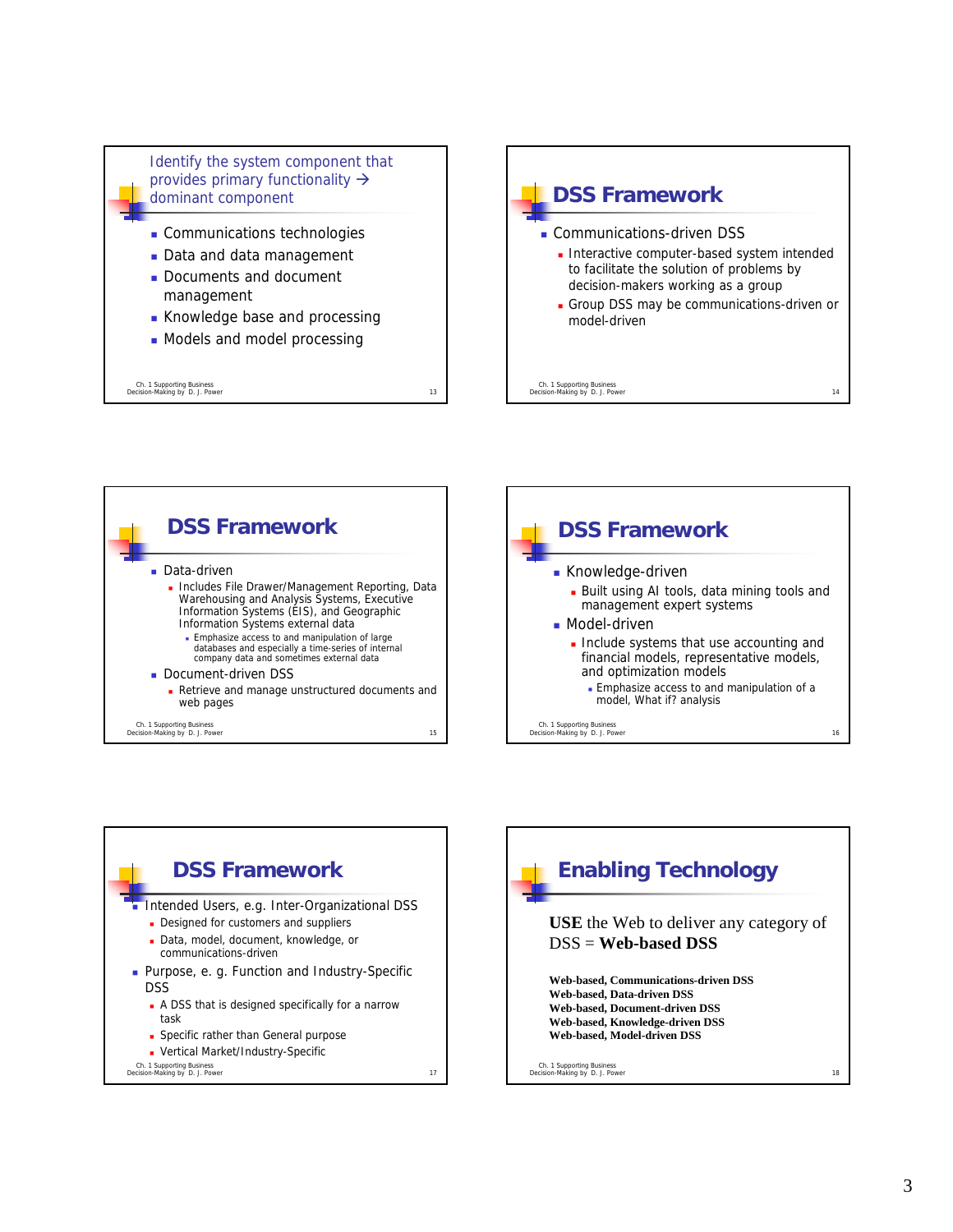## Identify the system component that provides primary functionality → dominant component

- Communications technologies
- Data and data management
- Documents and document management
- Knowledge base and processing
- Models and model processing

## DSS Framework

- Communications-driven DSS
  - Interactive computer-based system intended to facilitate the solution of problems by decision-makers working as a group
  - Group DSS may be communications-driven or model-driven

## DSS Framework

- Data-driven
  - Includes File Drawer/Management Reporting, Data Warehousing and Analysis Systems, Executive Information Systems (EIS), and Geographic Information Systems external data
    - Emphasize access to and manipulation of large databases and especially a time-series of internal company data and sometimes external data
- Document-driven DSS
  - Retrieve and manage unstructured documents and web pages

## DSS Framework

- Knowledge-driven
  - Built using AI tools, data mining tools and management expert systems
- Model-driven
  - Include systems that use accounting and financial models, representative models, and optimization models
    - Emphasize access to and manipulation of a model, What if? analysis

## DSS Framework

- Intended Users, e.g. Inter-Organizational DSS
  - Designed for customers and suppliers
  - Data, model, document, knowledge, or communications-driven
- Purpose, e. g. Function and Industry-Specific DSS
  - A DSS that is designed specifically for a narrow task
  - Specific rather than General purpose
  - Vertical Market/Industry-Specific

## Enabling Technology

**USE** the Web to deliver any category of DSS = **Web-based DSS**

**Web-based, Communications-driven DSS**
**Web-based, Data-driven DSS**
**Web-based, Document-driven DSS**
**Web-based, Knowledge-driven DSS**
**Web-based, Model-driven DSS**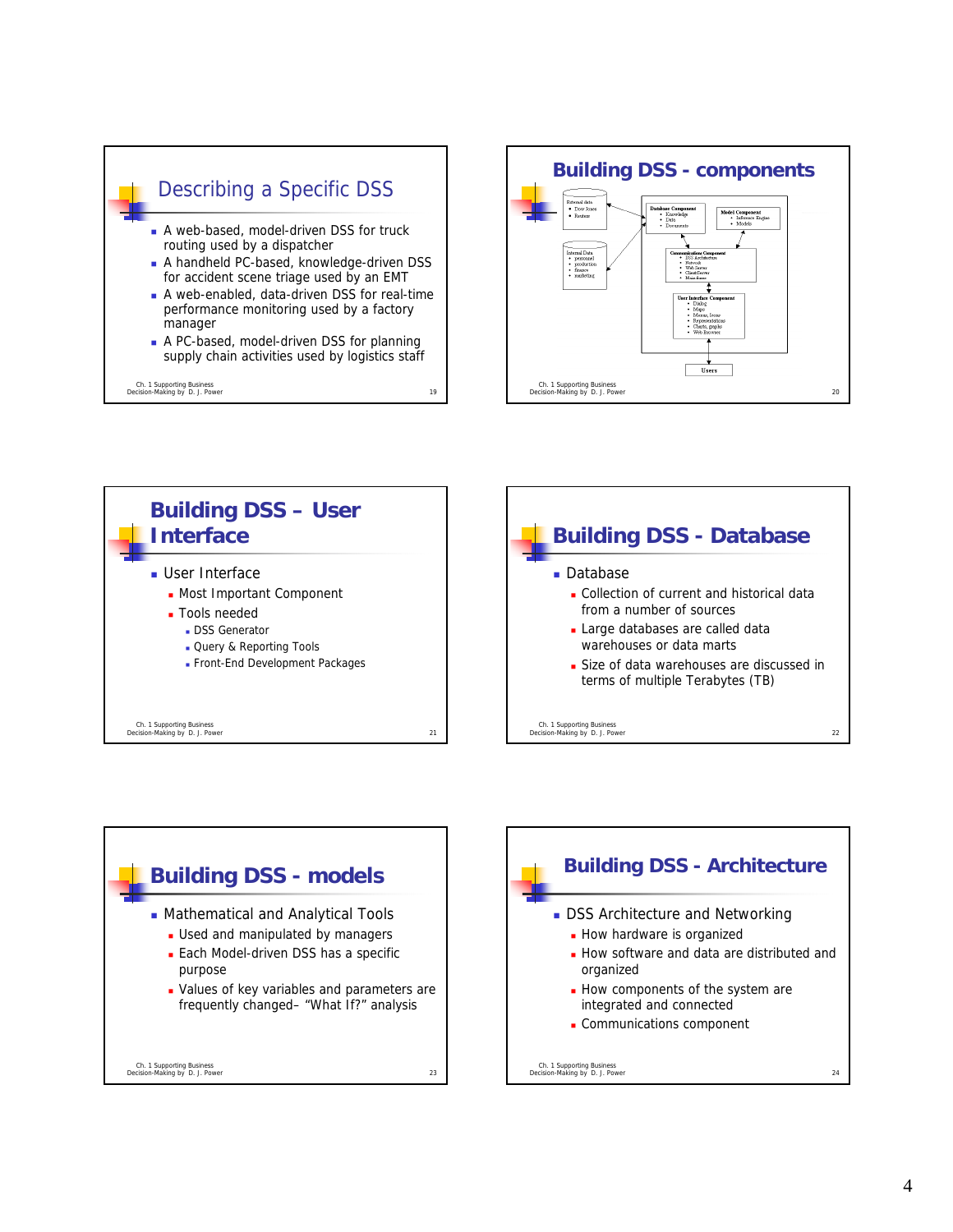## Describing a Specific DSS

- A web-based, model-driven DSS for truck routing used by a dispatcher
- A handheld PC-based, knowledge-driven DSS for accident scene triage used by an EMT
- A web-enabled, data-driven DSS for real-time performance monitoring used by a factory manager
- A PC-based, model-driven DSS for planning supply chain activities used by logistics staff

## Building DSS - components

External data
- Dow Jones
- Reuters

Internal Data
- personnel
- production
- finance
- marketing

Database Component
- Knowledge
- Data
- Documents

Model Component
- Inference Engine
- Models

Communications Component
- DSS Architecture
- Network
- Web Server
- Client/Server
- Mainframe

User Interface Component
- Dialog
- Maps
- Menus, Icons
- Representations
- Charts, graphs
- Web Browser

Users

## Building DSS – User Interface

- User Interface
  - Most Important Component
  - Tools needed
    - DSS Generator
    - Query & Reporting Tools
    - Front-End Development Packages

## Building DSS - Database

- Database
  - Collection of current and historical data from a number of sources
  - Large databases are called data warehouses or data marts
  - Size of data warehouses are discussed in terms of multiple Terabytes (TB)

## Building DSS - models

- Mathematical and Analytical Tools
  - Used and manipulated by managers
  - Each Model-driven DSS has a specific purpose
  - Values of key variables and parameters are frequently changed– "What If?" analysis

## Building DSS - Architecture

- DSS Architecture and Networking
  - How hardware is organized
  - How software and data are distributed and organized
  - How components of the system are integrated and connected
  - Communications component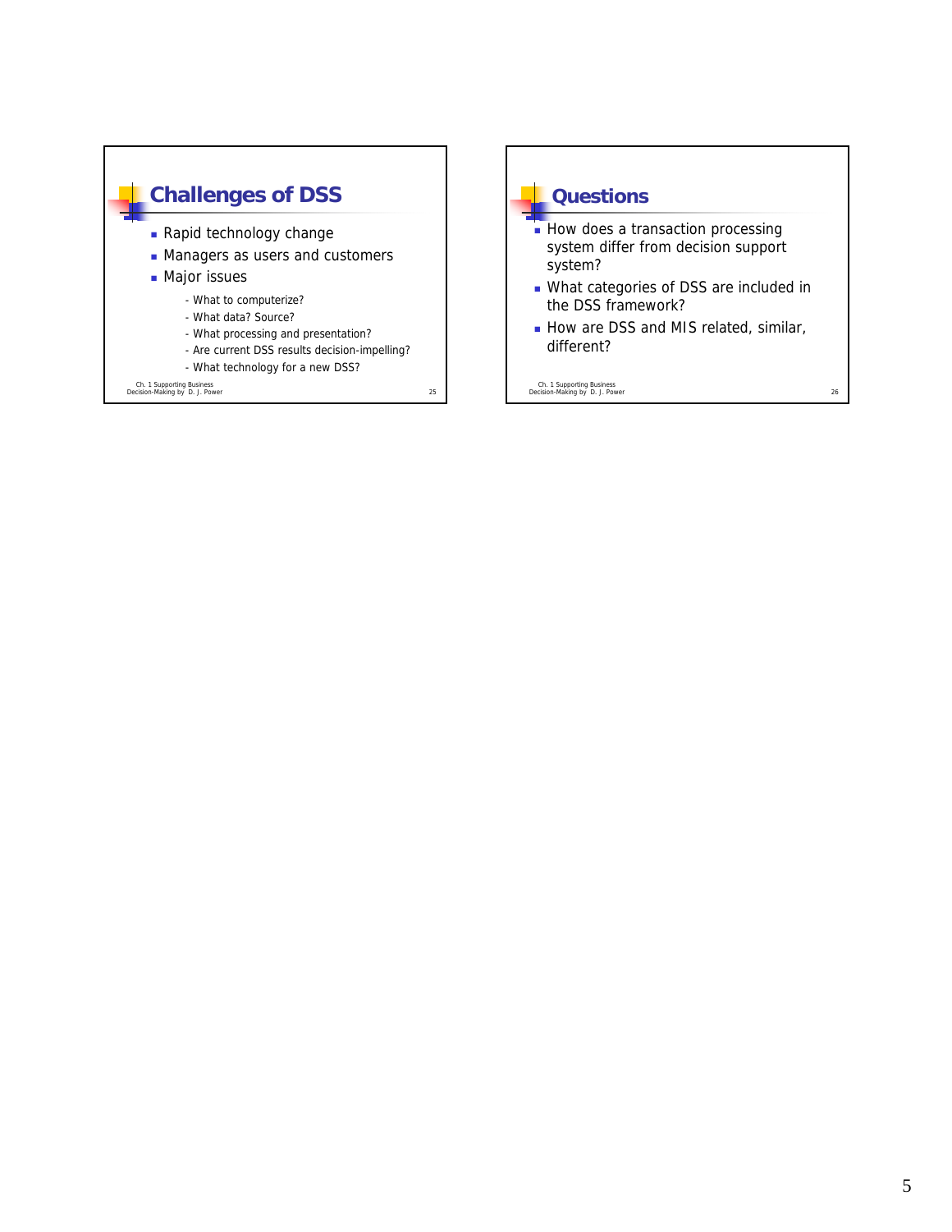## Challenges of DSS

- Rapid technology change
- Managers as users and customers
- Major issues
  - What to computerize?
  - What data? Source?
  - What processing and presentation?
  - Are current DSS results decision-impelling?
  - What technology for a new DSS?

Ch. 1 Supporting Business Decision-Making by D. J. Power

## Questions

- How does a transaction processing system differ from decision support system?
- What categories of DSS are included in the DSS framework?
- How are DSS and MIS related, similar, different?

Ch. 1 Supporting Business Decision-Making by D. J. Power